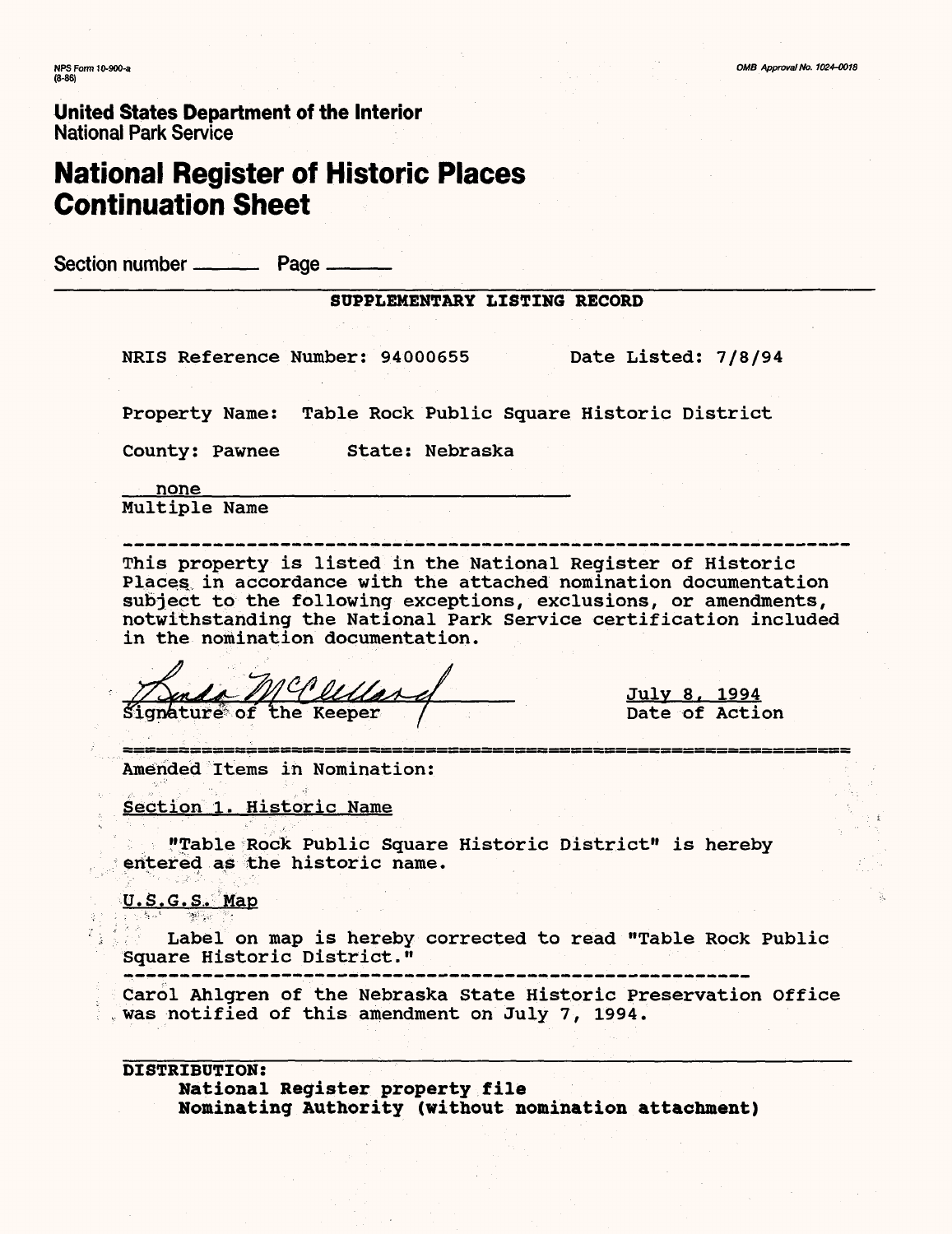NPS Form 10-900-a
(8-86)

OMB Approval No. 1024-0018

**United States Department of the Interior**
National Park Service

# National Register of Historic Places Continuation Sheet

Section number ______ Page ______

**SUPPLEMENTARY LISTING RECORD**

NRIS Reference Number: 94000655 Date Listed: 7/8/94

Property Name: Table Rock Public Square Historic District

County: Pawnee State: Nebraska

none
Multiple Name

---

This property is listed in the National Register of Historic Places in accordance with the attached nomination documentation subject to the following exceptions, exclusions, or amendments, notwithstanding the National Park Service certification included in the nomination documentation.

Linda McClelland
Signature of the Keeper

July 8, 1994
Date of Action

---

Amended Items in Nomination:

Section 1. Historic Name

"Table Rock Public Square Historic District" is hereby entered as the historic name.

U.S.G.S. Map

Label on map is hereby corrected to read "Table Rock Public Square Historic District."

---

Carol Ahlgren of the Nebraska State Historic Preservation Office was notified of this amendment on July 7, 1994.

---

**DISTRIBUTION:**
**National Register property file**
**Nominating Authority (without nomination attachment)**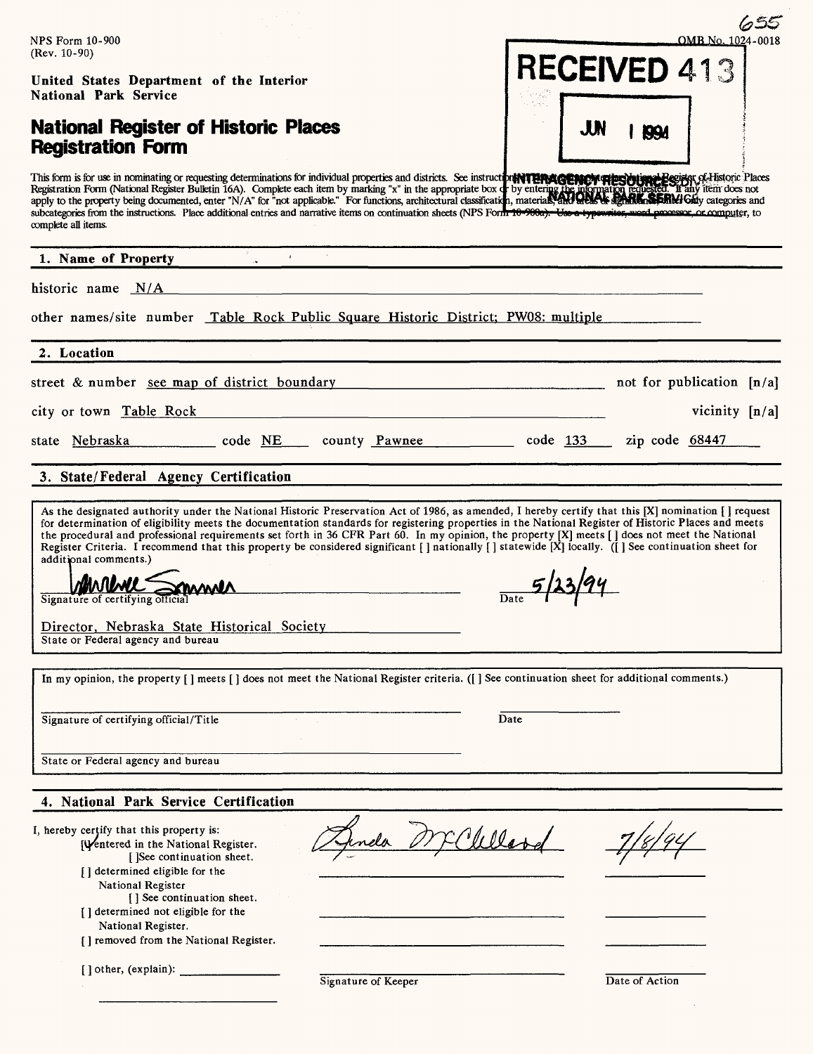NPS Form 10-900
(Rev. 10-90)

655

OMB No. 1024-0018

United States Department of the Interior
National Park Service

RECEIVED 413

JUN 1 1994

INTERAGENCY RESOURCES DIVISION
NATIONAL PARK SERVICE

# National Register of Historic Places Registration Form

This form is for use in nominating or requesting determinations for individual properties and districts. See instructions in How to Complete the National Register of Historic Places Registration Form (National Register Bulletin 16A). Complete each item by marking "x" in the appropriate box or by entering the information requested. If any item does not apply to the property being documented, enter "N/A" for "not applicable." For functions, architectural classification, materials, and areas of significance, enter only categories and subcategories from the instructions. Place additional entries and narrative items on continuation sheets (NPS Form 10-900a). Use a typewriter, word processor, or computer, to complete all items.

## 1. Name of Property

historic name N/A

other names/site number Table Rock Public Square Historic District; PW08: multiple

## 2. Location

street & number see map of district boundary — not for publication [n/a]

city or town Table Rock — vicinity [n/a]

state Nebraska code NE county Pawnee code 133 zip code 68447

## 3. State/Federal Agency Certification

As the designated authority under the National Historic Preservation Act of 1986, as amended, I hereby certify that this [X] nomination [ ] request for determination of eligibility meets the documentation standards for registering properties in the National Register of Historic Places and meets the procedural and professional requirements set forth in 36 CFR Part 60. In my opinion, the property [X] meets [ ] does not meet the National Register Criteria. I recommend that this property be considered significant [ ] nationally [ ] statewide [X] locally. ([ ] See continuation sheet for additional comments.)

Signature of certifying official: Lawrence Sommer — Date 5/23/94

Director, Nebraska State Historical Society
State or Federal agency and bureau

In my opinion, the property [ ] meets [ ] does not meet the National Register criteria. ([ ] See continuation sheet for additional comments.)

Signature of certifying official/Title — Date

State or Federal agency and bureau

## 4. National Park Service Certification

I, hereby certify that this property is:

- [✓] entered in the National Register. [ ] See continuation sheet. — Linda McClelland — 7/8/94
- [ ] determined eligible for the National Register [ ] See continuation sheet.
- [ ] determined not eligible for the National Register.
- [ ] removed from the National Register.
- [ ] other, (explain): ______

Signature of Keeper — Date of Action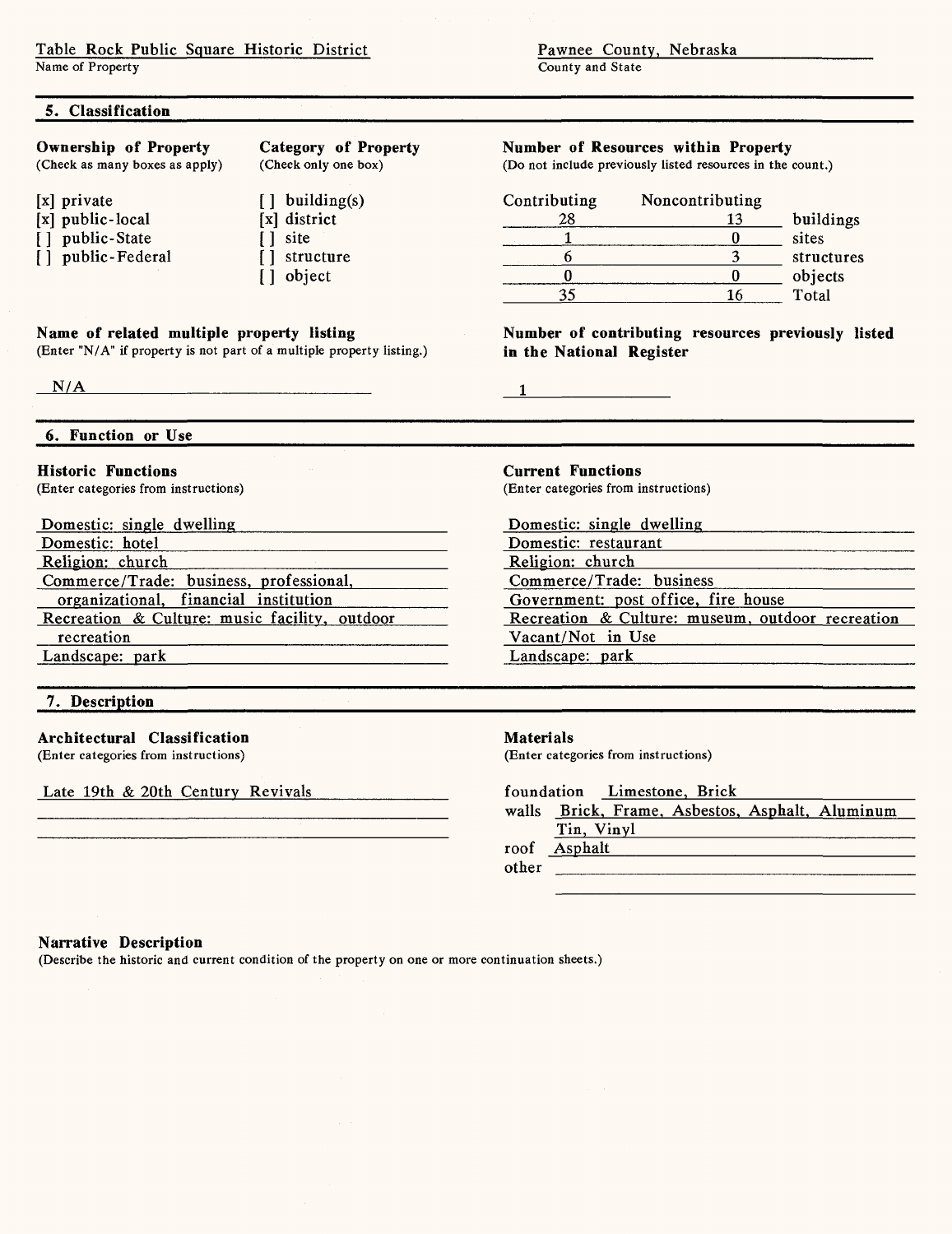Table Rock Public Square Historic District
Name of Property

Pawnee County, Nebraska
County and State

## 5. Classification

**Ownership of Property**
(Check as many boxes as apply)

[x] private
[x] public-local
[ ] public-State
[ ] public-Federal

**Category of Property**
(Check only one box)

[ ] building(s)
[x] district
[ ] site
[ ] structure
[ ] object

**Number of Resources within Property**
(Do not include previously listed resources in the count.)

| Contributing | Noncontributing | |
|---|---|---|
| 28 | 13 | buildings |
| 1 | 0 | sites |
| 6 | 3 | structures |
| 0 | 0 | objects |
| 35 | 16 | Total |

**Name of related multiple property listing**
(Enter "N/A" if property is not part of a multiple property listing.)

N/A

**Number of contributing resources previously listed in the National Register**

1

## 6. Function or Use

**Historic Functions**
(Enter categories from instructions)

Domestic: single dwelling
Domestic: hotel
Religion: church
Commerce/Trade: business, professional, organizational, financial institution
Recreation & Culture: music facility, outdoor recreation
Landscape: park

**Current Functions**
(Enter categories from instructions)

Domestic: single dwelling
Domestic: restaurant
Religion: church
Commerce/Trade: business
Government: post office, fire house
Recreation & Culture: museum, outdoor recreation
Vacant/Not in Use
Landscape: park

## 7. Description

**Architectural Classification**
(Enter categories from instructions)

Late 19th & 20th Century Revivals

**Materials**
(Enter categories from instructions)

foundation Limestone, Brick
walls Brick, Frame, Asbestos, Asphalt, Aluminum Tin, Vinyl
roof Asphalt
other

**Narrative Description**
(Describe the historic and current condition of the property on one or more continuation sheets.)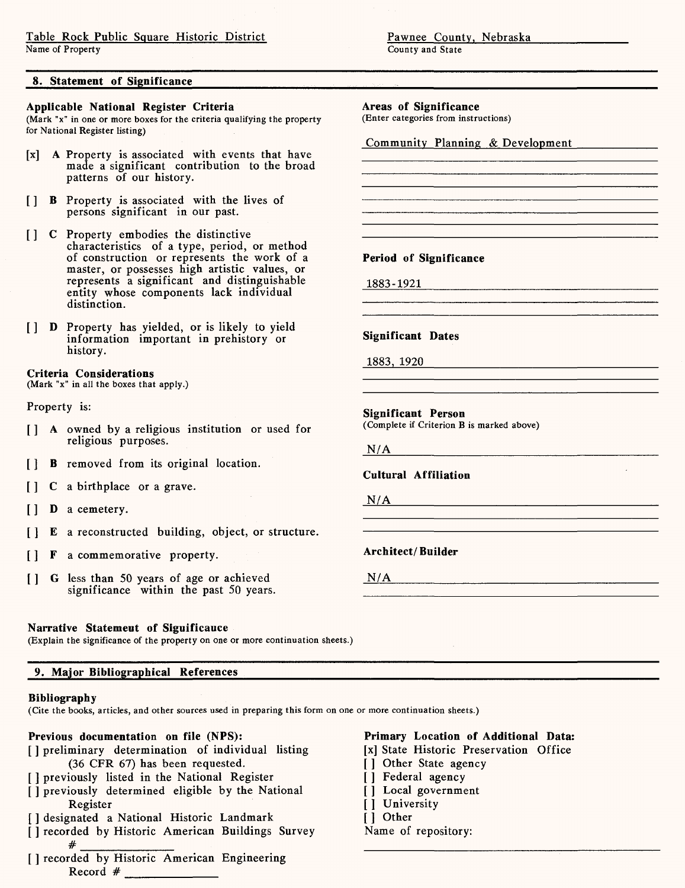Table Rock Public Square Historic District
Name of Property

Pawnee County, Nebraska
County and State

## 8. Statement of Significance

**Applicable National Register Criteria**
(Mark "x" in one or more boxes for the criteria qualifying the property for National Register listing)

[x] **A** Property is associated with events that have made a significant contribution to the broad patterns of our history.

[] **B** Property is associated with the lives of persons significant in our past.

[] **C** Property embodies the distinctive characteristics of a type, period, or method of construction or represents the work of a master, or possesses high artistic values, or represents a significant and distinguishable entity whose components lack individual distinction.

[] **D** Property has yielded, or is likely to yield information important in prehistory or history.

**Criteria Considerations**
(Mark "x" in all the boxes that apply.)

Property is:

[] **A** owned by a religious institution or used for religious purposes.

[] **B** removed from its original location.

[] **C** a birthplace or a grave.

[] **D** a cemetery.

[] **E** a reconstructed building, object, or structure.

[] **F** a commemorative property.

[] **G** less than 50 years of age or achieved significance within the past 50 years.

**Areas of Significance**
(Enter categories from instructions)

Community Planning & Development

**Period of Significance**

1883-1921

**Significant Dates**

1883, 1920

**Significant Person**
(Complete if Criterion B is marked above)

N/A

**Cultural Affiliation**

N/A

**Architect/Builder**

N/A

**Narrative Statement of Significance**
(Explain the significance of the property on one or more continuation sheets.)

## 9. Major Bibliographical References

**Bibliography**
(Cite the books, articles, and other sources used in preparing this form on one or more continuation sheets.)

**Previous documentation on file (NPS):**

[] preliminary determination of individual listing (36 CFR 67) has been requested.
[] previously listed in the National Register
[] previously determined eligible by the National Register
[] designated a National Historic Landmark
[] recorded by Historic American Buildings Survey # ____________
[] recorded by Historic American Engineering Record # ____________

**Primary Location of Additional Data:**

[x] State Historic Preservation Office
[] Other State agency
[] Federal agency
[] Local government
[] University
[] Other
Name of repository: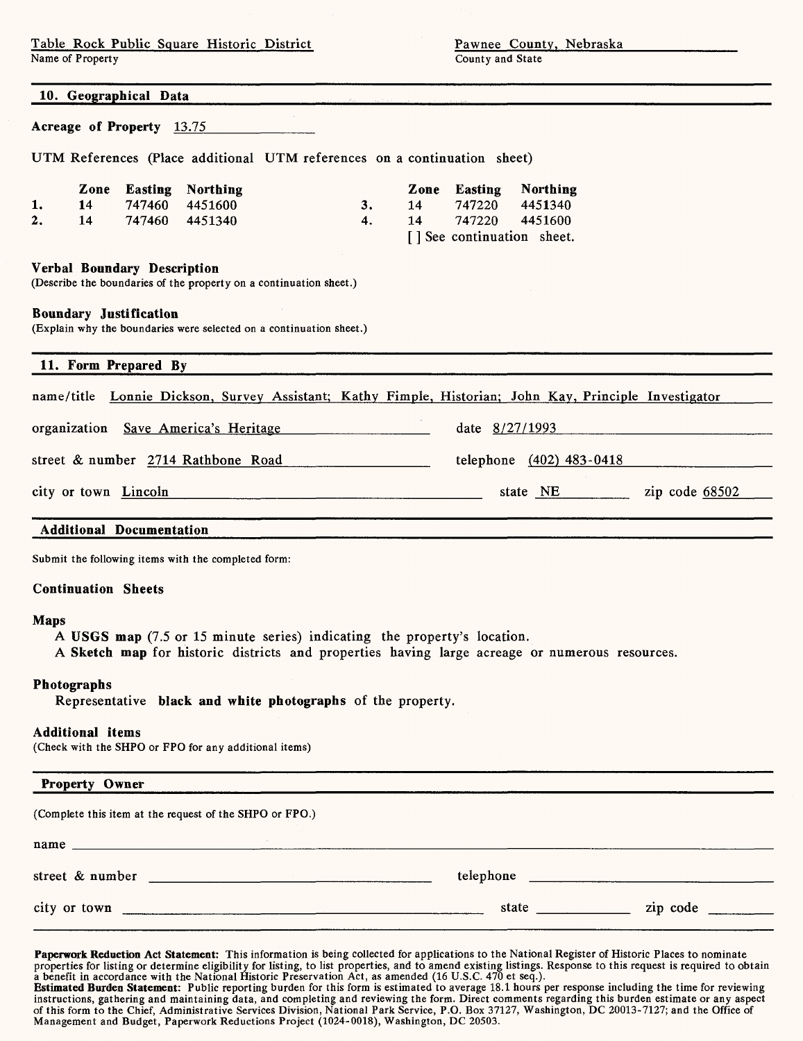Table Rock Public Square Historic District
Name of Property

Pawnee County, Nebraska
County and State

## 10. Geographical Data

**Acreage of Property** 13.75

UTM References (Place additional UTM references on a continuation sheet)

| | Zone | Easting | Northing | | Zone | Easting | Northing |
|---|---|---|---|---|---|---|---|
| 1. | 14 | 747460 | 4451600 | 3. | 14 | 747220 | 4451340 |
| 2. | 14 | 747460 | 4451340 | 4. | 14 | 747220 | 4451600 |

[ ] See continuation sheet.

**Verbal Boundary Description**
(Describe the boundaries of the property on a continuation sheet.)

**Boundary Justification**
(Explain why the boundaries were selected on a continuation sheet.)

## 11. Form Prepared By

name/title Lonnie Dickson, Survey Assistant; Kathy Fimple, Historian; John Kay, Principle Investigator

organization Save America's Heritage    date 8/27/1993

street & number 2714 Rathbone Road    telephone (402) 483-0418

city or town Lincoln    state NE    zip code 68502

## Additional Documentation

Submit the following items with the completed form:

**Continuation Sheets**

**Maps**
A **USGS map** (7.5 or 15 minute series) indicating the property's location.
A **Sketch map** for historic districts and properties having large acreage or numerous resources.

**Photographs**
Representative **black and white photographs** of the property.

**Additional items**
(Check with the SHPO or FPO for any additional items)

## Property Owner

(Complete this item at the request of the SHPO or FPO.)

name

street & number    telephone

city or town    state    zip code

**Paperwork Reduction Act Statement:** This information is being collected for applications to the National Register of Historic Places to nominate properties for listing or determine eligibility for listing, to list properties, and to amend existing listings. Response to this request is required to obtain a benefit in accordance with the National Historic Preservation Act, as amended (16 U.S.C. 470 et seq.).
**Estimated Burden Statement:** Public reporting burden for this form is estimated to average 18.1 hours per response including the time for reviewing instructions, gathering and maintaining data, and completing and reviewing the form. Direct comments regarding this burden estimate or any aspect of this form to the Chief, Administrative Services Division, National Park Service, P.O. Box 37127, Washington, DC 20013-7127; and the Office of Management and Budget, Paperwork Reductions Project (1024-0018), Washington, DC 20503.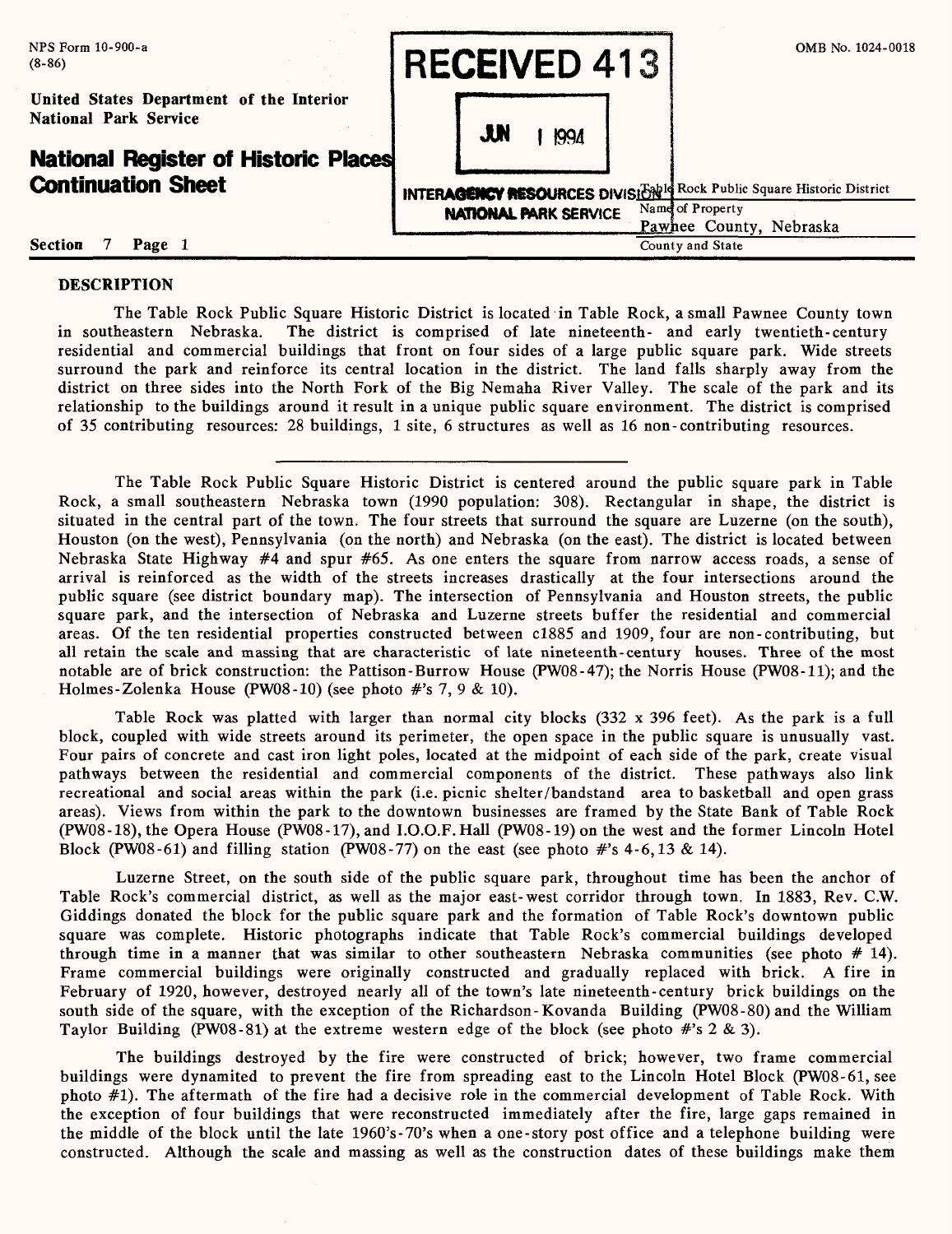## DESCRIPTION

The Table Rock Public Square Historic District is located in Table Rock, a small Pawnee County town in southeastern Nebraska. The district is comprised of late nineteenth- and early twentieth-century residential and commercial buildings that front on four sides of a large public square park. Wide streets surround the park and reinforce its central location in the district. The land falls sharply away from the district on three sides into the North Fork of the Big Nemaha River Valley. The scale of the park and its relationship to the buildings around it result in a unique public square environment. The district is comprised of 35 contributing resources: 28 buildings, 1 site, 6 structures as well as 16 non-contributing resources.

---

The Table Rock Public Square Historic District is centered around the public square park in Table Rock, a small southeastern Nebraska town (1990 population: 308). Rectangular in shape, the district is situated in the central part of the town. The four streets that surround the square are Luzerne (on the south), Houston (on the west), Pennsylvania (on the north) and Nebraska (on the east). The district is located between Nebraska State Highway #4 and spur #65. As one enters the square from narrow access roads, a sense of arrival is reinforced as the width of the streets increases drastically at the four intersections around the public square (see district boundary map). The intersection of Pennsylvania and Houston streets, the public square park, and the intersection of Nebraska and Luzerne streets buffer the residential and commercial areas. Of the ten residential properties constructed between c1885 and 1909, four are non-contributing, but all retain the scale and massing that are characteristic of late nineteenth-century houses. Three of the most notable are of brick construction: the Pattison-Burrow House (PW08-47); the Norris House (PW08-11); and the Holmes-Zolenka House (PW08-10) (see photo #'s 7, 9 & 10).

Table Rock was platted with larger than normal city blocks (332 x 396 feet). As the park is a full block, coupled with wide streets around its perimeter, the open space in the public square is unusually vast. Four pairs of concrete and cast iron light poles, located at the midpoint of each side of the park, create visual pathways between the residential and commercial components of the district. These pathways also link recreational and social areas within the park (i.e. picnic shelter/bandstand area to basketball and open grass areas). Views from within the park to the downtown businesses are framed by the State Bank of Table Rock (PW08-18), the Opera House (PW08-17), and I.O.O.F. Hall (PW08-19) on the west and the former Lincoln Hotel Block (PW08-61) and filling station (PW08-77) on the east (see photo #'s 4-6, 13 & 14).

Luzerne Street, on the south side of the public square park, throughout time has been the anchor of Table Rock's commercial district, as well as the major east-west corridor through town. In 1883, Rev. C.W. Giddings donated the block for the public square park and the formation of Table Rock's downtown public square was complete. Historic photographs indicate that Table Rock's commercial buildings developed through time in a manner that was similar to other southeastern Nebraska communities (see photo # 14). Frame commercial buildings were originally constructed and gradually replaced with brick. A fire in February of 1920, however, destroyed nearly all of the town's late nineteenth-century brick buildings on the south side of the square, with the exception of the Richardson-Kovanda Building (PW08-80) and the William Taylor Building (PW08-81) at the extreme western edge of the block (see photo #'s 2 & 3).

The buildings destroyed by the fire were constructed of brick; however, two frame commercial buildings were dynamited to prevent the fire from spreading east to the Lincoln Hotel Block (PW08-61, see photo #1). The aftermath of the fire had a decisive role in the commercial development of Table Rock. With the exception of four buildings that were reconstructed immediately after the fire, large gaps remained in the middle of the block until the late 1960's-70's when a one-story post office and a telephone building were constructed. Although the scale and massing as well as the construction dates of these buildings make them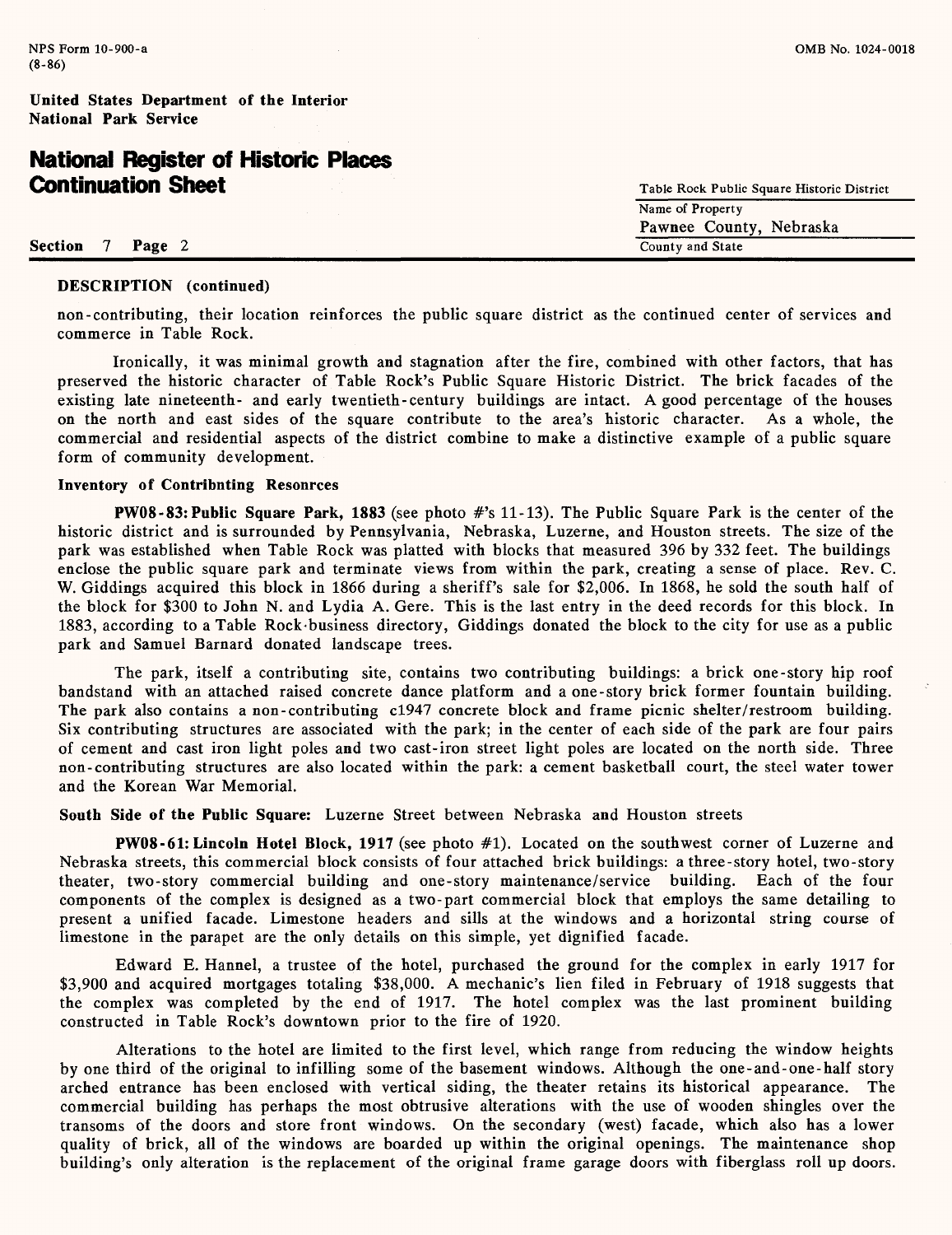**DESCRIPTION (continued)**

non-contributing, their location reinforces the public square district as the continued center of services and commerce in Table Rock.

Ironically, it was minimal growth and stagnation after the fire, combined with other factors, that has preserved the historic character of Table Rock's Public Square Historic District. The brick facades of the existing late nineteenth- and early twentieth-century buildings are intact. A good percentage of the houses on the north and east sides of the square contribute to the area's historic character. As a whole, the commercial and residential aspects of the district combine to make a distinctive example of a public square form of community development.

**Inventory of Contribnting Resonrces**

**PW08-83: Public Square Park, 1883** (see photo #'s 11-13). The Public Square Park is the center of the historic district and is surrounded by Pennsylvania, Nebraska, Luzerne, and Houston streets. The size of the park was established when Table Rock was platted with blocks that measured 396 by 332 feet. The buildings enclose the public square park and terminate views from within the park, creating a sense of place. Rev. C. W. Giddings acquired this block in 1866 during a sheriff's sale for $2,006. In 1868, he sold the south half of the block for $300 to John N. and Lydia A. Gere. This is the last entry in the deed records for this block. In 1883, according to a Table Rock business directory, Giddings donated the block to the city for use as a public park and Samuel Barnard donated landscape trees.

The park, itself a contributing site, contains two contributing buildings: a brick one-story hip roof bandstand with an attached raised concrete dance platform and a one-story brick former fountain building. The park also contains a non-contributing c1947 concrete block and frame picnic shelter/restroom building. Six contributing structures are associated with the park; in the center of each side of the park are four pairs of cement and cast iron light poles and two cast-iron street light poles are located on the north side. Three non-contributing structures are also located within the park: a cement basketball court, the steel water tower and the Korean War Memorial.

**South Side of the Public Square:** Luzerne Street between Nebraska and Houston streets

**PW08-61: Lincoln Hotel Block, 1917** (see photo #1). Located on the southwest corner of Luzerne and Nebraska streets, this commercial block consists of four attached brick buildings: a three-story hotel, two-story theater, two-story commercial building and one-story maintenance/service building. Each of the four components of the complex is designed as a two-part commercial block that employs the same detailing to present a unified facade. Limestone headers and sills at the windows and a horizontal string course of limestone in the parapet are the only details on this simple, yet dignified facade.

Edward E. Hannel, a trustee of the hotel, purchased the ground for the complex in early 1917 for $3,900 and acquired mortgages totaling $38,000. A mechanic's lien filed in February of 1918 suggests that the complex was completed by the end of 1917. The hotel complex was the last prominent building constructed in Table Rock's downtown prior to the fire of 1920.

Alterations to the hotel are limited to the first level, which range from reducing the window heights by one third of the original to infilling some of the basement windows. Although the one-and-one-half story arched entrance has been enclosed with vertical siding, the theater retains its historical appearance. The commercial building has perhaps the most obtrusive alterations with the use of wooden shingles over the transoms of the doors and store front windows. On the secondary (west) facade, which also has a lower quality of brick, all of the windows are boarded up within the original openings. The maintenance shop building's only alteration is the replacement of the original frame garage doors with fiberglass roll up doors.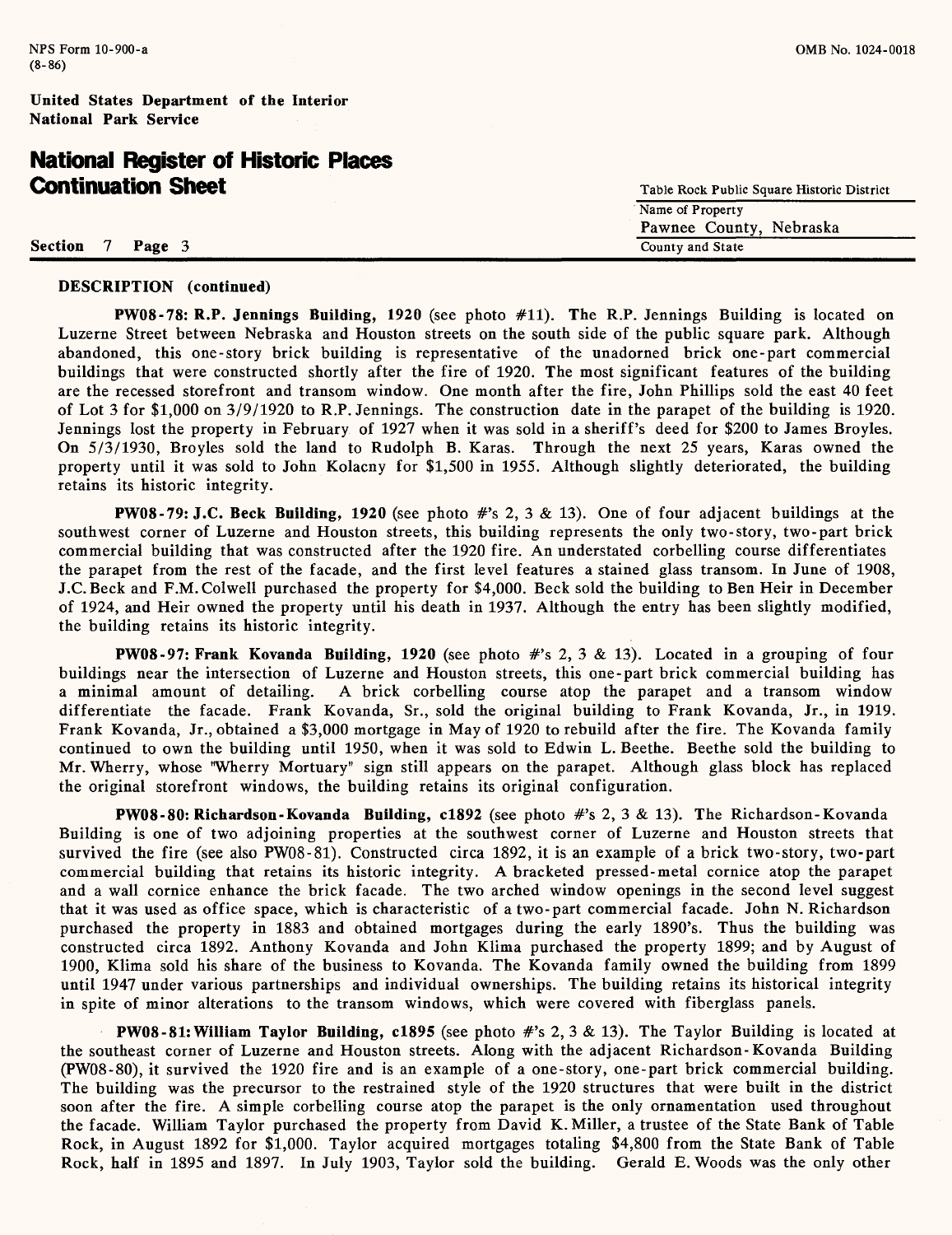**DESCRIPTION (continued)**

**PW08-78: R.P. Jennings Building, 1920** (see photo #11). The R.P. Jennings Building is located on Luzerne Street between Nebraska and Houston streets on the south side of the public square park. Although abandoned, this one-story brick building is representative of the unadorned brick one-part commercial buildings that were constructed shortly after the fire of 1920. The most significant features of the building are the recessed storefront and transom window. One month after the fire, John Phillips sold the east 40 feet of Lot 3 for $1,000 on 3/9/1920 to R.P. Jennings. The construction date in the parapet of the building is 1920. Jennings lost the property in February of 1927 when it was sold in a sheriff's deed for $200 to James Broyles. On 5/3/1930, Broyles sold the land to Rudolph B. Karas. Through the next 25 years, Karas owned the property until it was sold to John Kolacny for $1,500 in 1955. Although slightly deteriorated, the building retains its historic integrity.

**PW08-79: J.C. Beck Building, 1920** (see photo #'s 2, 3 & 13). One of four adjacent buildings at the southwest corner of Luzerne and Houston streets, this building represents the only two-story, two-part brick commercial building that was constructed after the 1920 fire. An understated corbelling course differentiates the parapet from the rest of the facade, and the first level features a stained glass transom. In June of 1908, J.C. Beck and F.M. Colwell purchased the property for $4,000. Beck sold the building to Ben Heir in December of 1924, and Heir owned the property until his death in 1937. Although the entry has been slightly modified, the building retains its historic integrity.

**PW08-97: Frank Kovanda Building, 1920** (see photo #'s 2, 3 & 13). Located in a grouping of four buildings near the intersection of Luzerne and Houston streets, this one-part brick commercial building has a minimal amount of detailing. A brick corbelling course atop the parapet and a transom window differentiate the facade. Frank Kovanda, Sr., sold the original building to Frank Kovanda, Jr., in 1919. Frank Kovanda, Jr., obtained a $3,000 mortgage in May of 1920 to rebuild after the fire. The Kovanda family continued to own the building until 1950, when it was sold to Edwin L. Beethe. Beethe sold the building to Mr. Wherry, whose "Wherry Mortuary" sign still appears on the parapet. Although glass block has replaced the original storefront windows, the building retains its original configuration.

**PW08-80: Richardson-Kovanda Building, c1892** (see photo #'s 2, 3 & 13). The Richardson-Kovanda Building is one of two adjoining properties at the southwest corner of Luzerne and Houston streets that survived the fire (see also PW08-81). Constructed circa 1892, it is an example of a brick two-story, two-part commercial building that retains its historic integrity. A bracketed pressed-metal cornice atop the parapet and a wall cornice enhance the brick facade. The two arched window openings in the second level suggest that it was used as office space, which is characteristic of a two-part commercial facade. John N. Richardson purchased the property in 1883 and obtained mortgages during the early 1890's. Thus the building was constructed circa 1892. Anthony Kovanda and John Klima purchased the property 1899; and by August of 1900, Klima sold his share of the business to Kovanda. The Kovanda family owned the building from 1899 until 1947 under various partnerships and individual ownerships. The building retains its historical integrity in spite of minor alterations to the transom windows, which were covered with fiberglass panels.

**PW08-81: William Taylor Building, c1895** (see photo #'s 2, 3 & 13). The Taylor Building is located at the southeast corner of Luzerne and Houston streets. Along with the adjacent Richardson-Kovanda Building (PW08-80), it survived the 1920 fire and is an example of a one-story, one-part brick commercial building. The building was the precursor to the restrained style of the 1920 structures that were built in the district soon after the fire. A simple corbelling course atop the parapet is the only ornamentation used throughout the facade. William Taylor purchased the property from David K. Miller, a trustee of the State Bank of Table Rock, in August 1892 for $1,000. Taylor acquired mortgages totaling $4,800 from the State Bank of Table Rock, half in 1895 and 1897. In July 1903, Taylor sold the building. Gerald E. Woods was the only other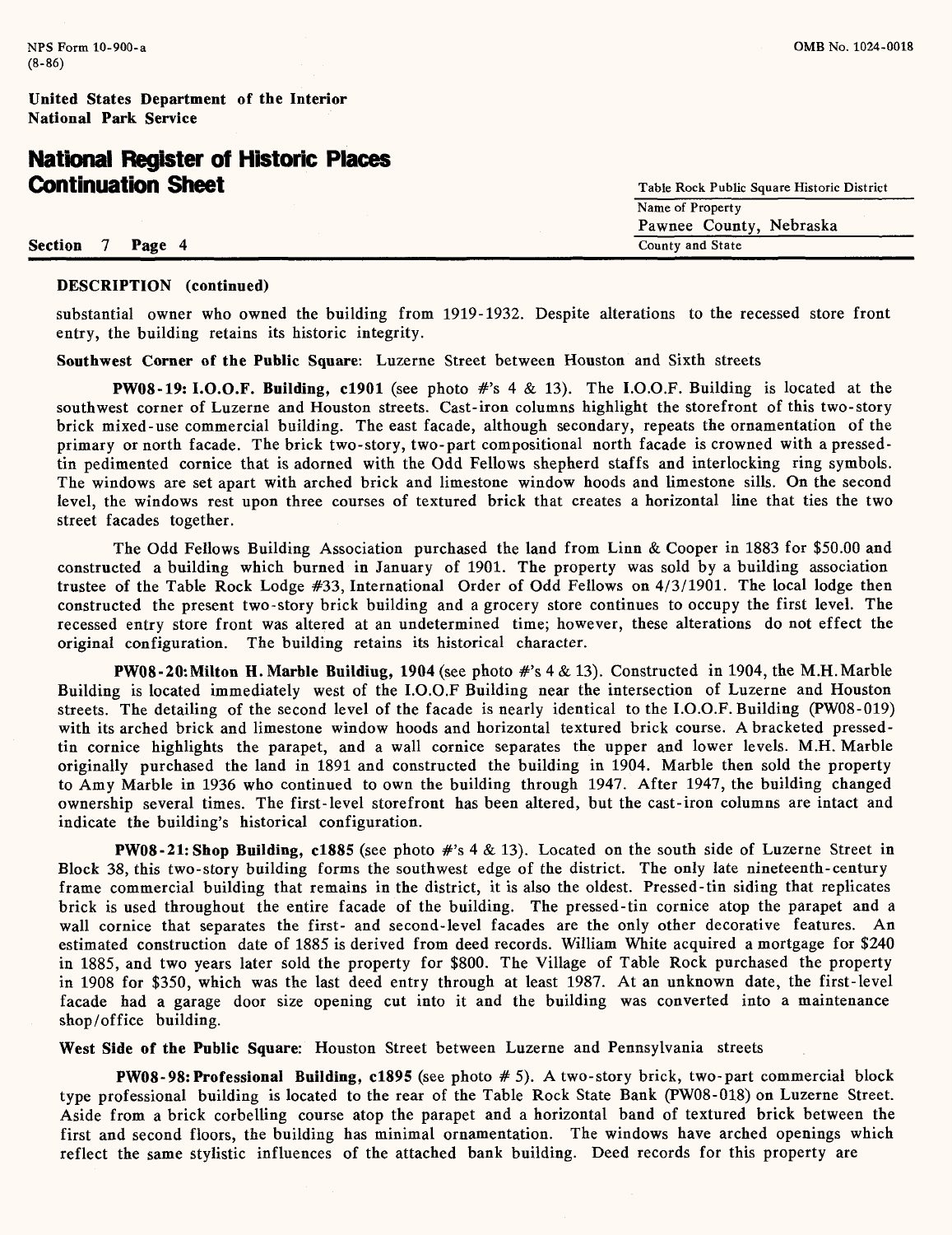**DESCRIPTION (continued)**

substantial owner who owned the building from 1919-1932. Despite alterations to the recessed store front entry, the building retains its historic integrity.

**Southwest Corner of the Public Square**: Luzerne Street between Houston and Sixth streets

**PW08-19: I.O.O.F. Building, c1901** (see photo #'s 4 & 13). The I.O.O.F. Building is located at the southwest corner of Luzerne and Houston streets. Cast-iron columns highlight the storefront of this two-story brick mixed-use commercial building. The east facade, although secondary, repeats the ornamentation of the primary or north facade. The brick two-story, two-part compositional north facade is crowned with a pressed-tin pedimented cornice that is adorned with the Odd Fellows shepherd staffs and interlocking ring symbols. The windows are set apart with arched brick and limestone window hoods and limestone sills. On the second level, the windows rest upon three courses of textured brick that creates a horizontal line that ties the two street facades together.

The Odd Fellows Building Association purchased the land from Linn & Cooper in 1883 for $50.00 and constructed a building which burned in January of 1901. The property was sold by a building association trustee of the Table Rock Lodge #33, International Order of Odd Fellows on 4/3/1901. The local lodge then constructed the present two-story brick building and a grocery store continues to occupy the first level. The recessed entry store front was altered at an undetermined time; however, these alterations do not effect the original configuration. The building retains its historical character.

**PW08-20: Milton H. Marble Buildiug, 1904** (see photo #'s 4 & 13). Constructed in 1904, the M.H. Marble Building is located immediately west of the I.O.O.F Building near the intersection of Luzerne and Houston streets. The detailing of the second level of the facade is nearly identical to the I.O.O.F. Building (PW08-019) with its arched brick and limestone window hoods and horizontal textured brick course. A bracketed pressed-tin cornice highlights the parapet, and a wall cornice separates the upper and lower levels. M.H. Marble originally purchased the land in 1891 and constructed the building in 1904. Marble then sold the property to Amy Marble in 1936 who continued to own the building through 1947. After 1947, the building changed ownership several times. The first-level storefront has been altered, but the cast-iron columns are intact and indicate the building's historical configuration.

**PW08-21: Shop Building, c1885** (see photo #'s 4 & 13). Located on the south side of Luzerne Street in Block 38, this two-story building forms the southwest edge of the district. The only late nineteenth-century frame commercial building that remains in the district, it is also the oldest. Pressed-tin siding that replicates brick is used throughout the entire facade of the building. The pressed-tin cornice atop the parapet and a wall cornice that separates the first- and second-level facades are the only other decorative features. An estimated construction date of 1885 is derived from deed records. William White acquired a mortgage for $240 in 1885, and two years later sold the property for $800. The Village of Table Rock purchased the property in 1908 for $350, which was the last deed entry through at least 1987. At an unknown date, the first-level facade had a garage door size opening cut into it and the building was converted into a maintenance shop/office building.

**West Side of the Public Square**: Houston Street between Luzerne and Pennsylvania streets

**PW08-98: Professional Building, c1895** (see photo # 5). A two-story brick, two-part commercial block type professional building is located to the rear of the Table Rock State Bank (PW08-018) on Luzerne Street. Aside from a brick corbelling course atop the parapet and a horizontal band of textured brick between the first and second floors, the building has minimal ornamentation. The windows have arched openings which reflect the same stylistic influences of the attached bank building. Deed records for this property are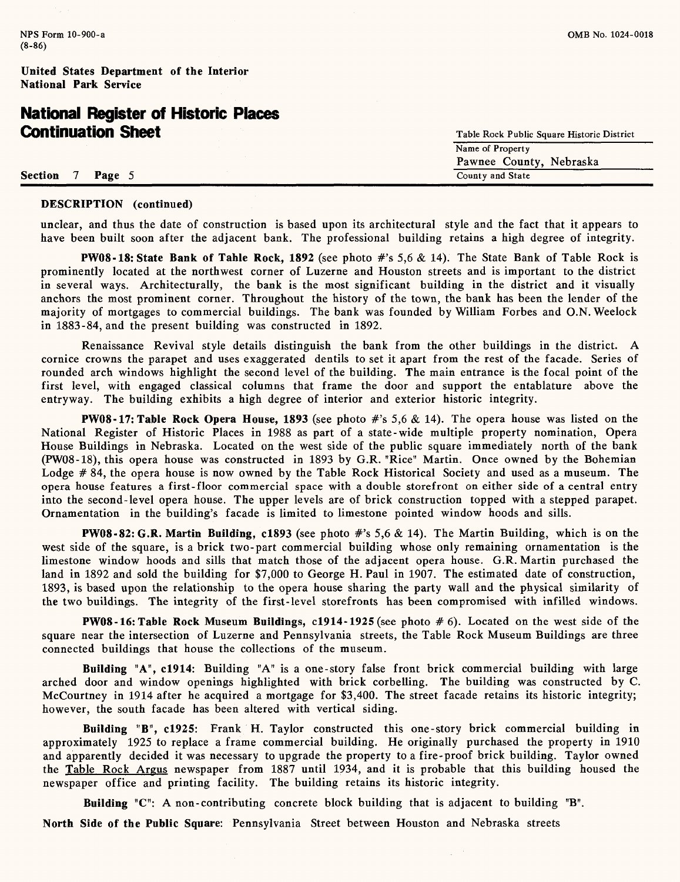**DESCRIPTION (continued)**

unclear, and thus the date of construction is based upon its architectural style and the fact that it appears to have been built soon after the adjacent bank. The professional building retains a high degree of integrity.

**PW08-18: State Bank of Table Rock, 1892** (see photo #'s 5,6 & 14). The State Bank of Table Rock is prominently located at the northwest corner of Luzerne and Houston streets and is important to the district in several ways. Architecturally, the bank is the most significant building in the district and it visually anchors the most prominent corner. Throughout the history of the town, the bank has been the lender of the majority of mortgages to commercial buildings. The bank was founded by William Forbes and O.N. Weelock in 1883-84, and the present building was constructed in 1892.

Renaissance Revival style details distinguish the bank from the other buildings in the district. A cornice crowns the parapet and uses exaggerated dentils to set it apart from the rest of the facade. Series of rounded arch windows highlight the second level of the building. The main entrance is the focal point of the first level, with engaged classical columns that frame the door and support the entablature above the entryway. The building exhibits a high degree of interior and exterior historic integrity.

**PW08-17: Table Rock Opera House, 1893** (see photo #'s 5,6 & 14). The opera house was listed on the National Register of Historic Places in 1988 as part of a state-wide multiple property nomination, Opera House Buildings in Nebraska. Located on the west side of the public square immediately north of the bank (PW08-18), this opera house was constructed in 1893 by G.R. "Rice" Martin. Once owned by the Bohemian Lodge # 84, the opera house is now owned by the Table Rock Historical Society and used as a museum. The opera house features a first-floor commercial space with a double storefront on either side of a central entry into the second-level opera house. The upper levels are of brick construction topped with a stepped parapet. Ornamentation in the building's facade is limited to limestone pointed window hoods and sills.

**PW08-82: G.R. Martin Building, c1893** (see photo #'s 5,6 & 14). The Martin Building, which is on the west side of the square, is a brick two-part commercial building whose only remaining ornamentation is the limestone window hoods and sills that match those of the adjacent opera house. G.R. Martin purchased the land in 1892 and sold the building for $7,000 to George H. Paul in 1907. The estimated date of construction, 1893, is based upon the relationship to the opera house sharing the party wall and the physical similarity of the two buildings. The integrity of the first-level storefronts has been compromised with infilled windows.

**PW08-16: Table Rock Museum Buildings, c1914-1925** (see photo # 6). Located on the west side of the square near the intersection of Luzerne and Pennsylvania streets, the Table Rock Museum Buildings are three connected buildings that house the collections of the museum.

**Building "A", c1914**: Building "A" is a one-story false front brick commercial building with large arched door and window openings highlighted with brick corbelling. The building was constructed by C. McCourtney in 1914 after he acquired a mortgage for $3,400. The street facade retains its historic integrity; however, the south facade has been altered with vertical siding.

**Building "B", c1925**: Frank H. Taylor constructed this one-story brick commercial building in approximately 1925 to replace a frame commercial building. He originally purchased the property in 1910 and apparently decided it was necessary to upgrade the property to a fire-proof brick building. Taylor owned the Table Rock Argus newspaper from 1887 until 1934, and it is probable that this building housed the newspaper office and printing facility. The building retains its historic integrity.

**Building "C"**: A non-contributing concrete block building that is adjacent to building "B".

**North Side of the Public Square**: Pennsylvania Street between Houston and Nebraska streets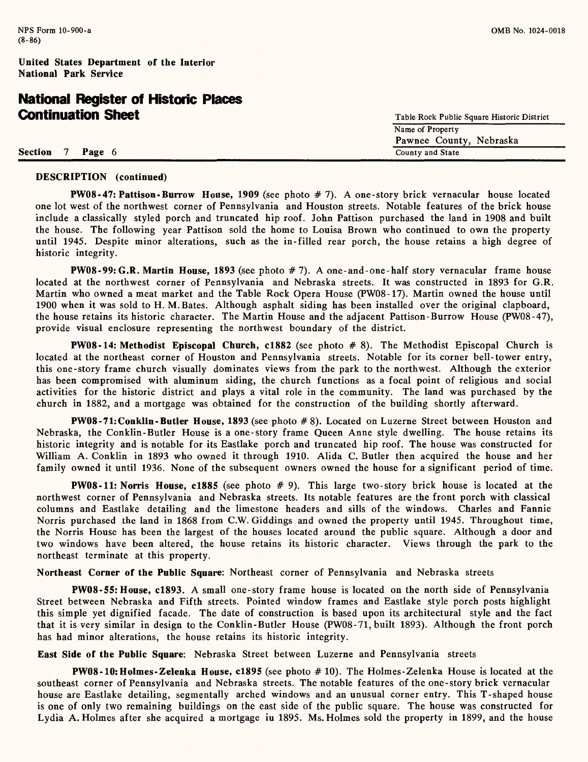**DESCRIPTION (continued)**

**PW08-47: Pattison-Burrow House, 1909** (see photo # 7). A one-story brick vernacular house located one lot west of the northwest corner of Pennsylvania and Houston streets. Notable features of the brick house include a classically styled porch and truncated hip roof. John Pattison purchased the land in 1908 and built the house. The following year Pattison sold the home to Louisa Brown who continued to own the property until 1945. Despite minor alterations, such as the in-filled rear porch, the house retains a high degree of historic integrity.

**PW08-99: G.R. Martin House, 1893** (see photo # 7). A one-and-one-half story vernacular frame house located at the northwest corner of Pennsylvania and Nebraska streets. It was constructed in 1893 for G.R. Martin who owned a meat market and the Table Rock Opera House (PW08-17). Martin owned the house until 1900 when it was sold to H. M. Bates. Although asphalt siding has been installed over the original clapboard, the house retains its historic character. The Martin House and the adjacent Pattison-Burrow House (PW08-47), provide visual enclosure representing the northwest boundary of the district.

**PW08-14: Methodist Episcopal Church, c1882** (see photo # 8). The Methodist Episcopal Church is located at the northeast corner of Houston and Pennsylvania streets. Notable for its corner bell-tower entry, this one-story frame church visually dominates views from the park to the northwest. Although the exterior has been compromised with aluminum siding, the church functions as a focal point of religious and social activities for the historic district and plays a vital role in the community. The land was purchased by the church in 1882, and a mortgage was obtained for the construction of the building shortly afterward.

**PW08-71: Conklin-Butler House, 1893** (see photo # 8). Located on Luzerne Street between Houston and Nebraska, the Conklin-Butler House is a one-story frame Queen Anne style dwelling. The house retains its historic integrity and is notable for its Eastlake porch and truncated hip roof. The house was constructed for William A. Conklin in 1893 who owned it through 1910. Alida C. Butler then acquired the house and her family owned it until 1936. None of the subsequent owners owned the house for a significant period of time.

**PW08-11: Norris House, c1885** (see photo # 9). This large two-story brick house is located at the northwest corner of Pennsylvania and Nebraska streets. Its notable features are the front porch with classical columns and Eastlake detailing and the limestone headers and sills of the windows. Charles and Fannie Norris purchased the land in 1868 from C.W. Giddings and owned the property until 1945. Throughout time, the Norris House has been the largest of the houses located around the public square. Although a door and two windows have been altered, the house retains its historic character. Views through the park to the northeast terminate at this property.

**Northeast Corner of the Public Square**: Northeast corner of Pennsylvania and Nebraska streets

**PW08-55: House, c1893.** A small one-story frame house is located on the north side of Pennsylvania Street between Nebraska and Fifth streets. Pointed window frames and Eastlake style porch posts highlight this simple yet dignified facade. The date of construction is based upon its architectural style and the fact that it is very similar in design to the Conklin-Butler House (PW08-71, built 1893). Although the front porch has had minor alterations, the house retains its historic integrity.

**East Side of the Public Square**: Nebraska Street between Luzerne and Pennsylvania streets

**PW08-10: Holmes-Zelenka House, c1895** (see photo # 10). The Holmes-Zelenka House is located at the southeast corner of Pennsylvania and Nebraska streets. The notable features of the one-story brick vernacular house are Eastlake detailing, segmentally arched windows and an unusual corner entry. This T-shaped house is one of only two remaining buildings on the east side of the public square. The house was constructed for Lydia A. Holmes after she acquired a mortgage iu 1895. Ms. Holmes sold the property in 1899, and the house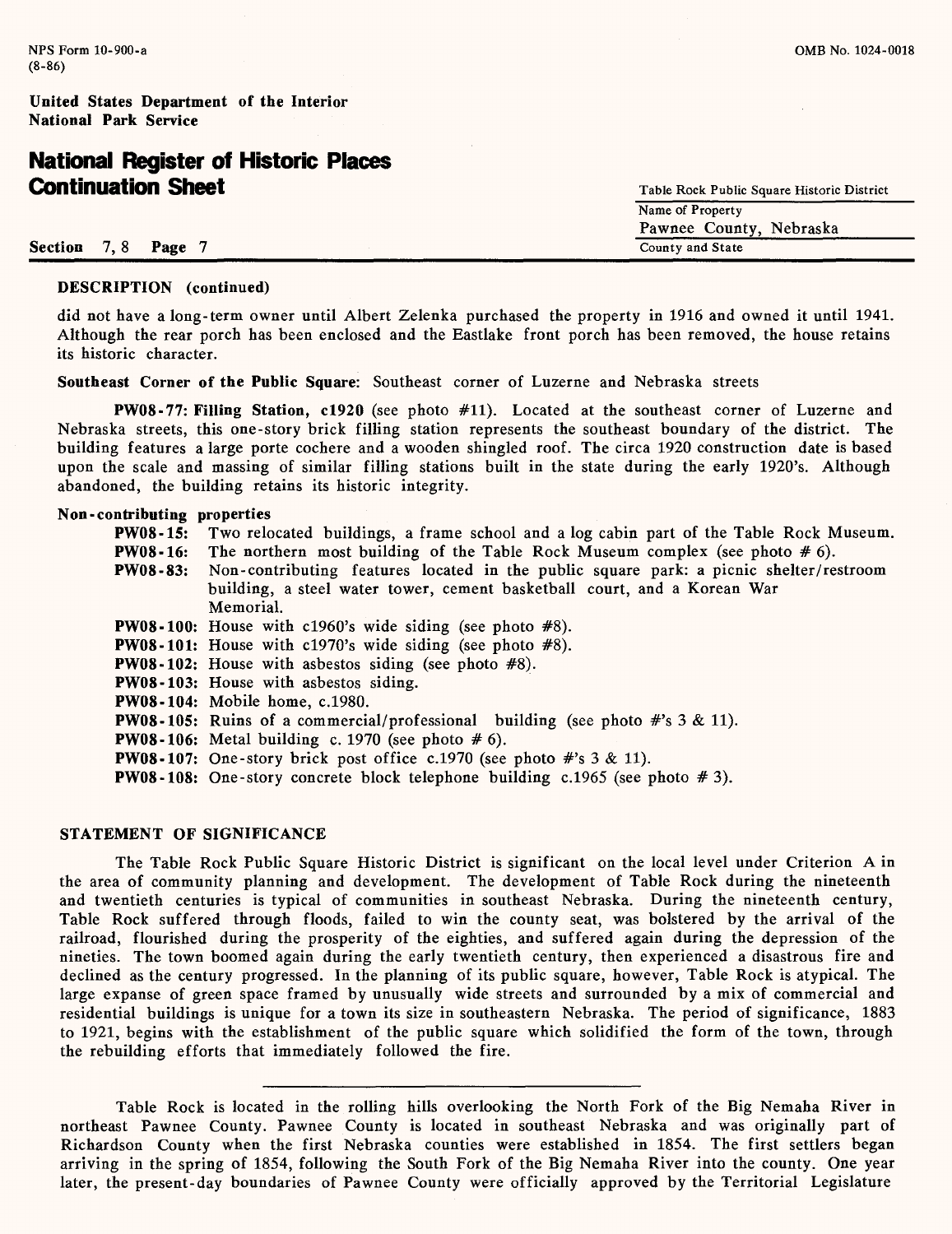## DESCRIPTION (continued)

did not have a long-term owner until Albert Zelenka purchased the property in 1916 and owned it until 1941. Although the rear porch has been enclosed and the Eastlake front porch has been removed, the house retains its historic character.

**Southeast Corner of the Public Square**: Southeast corner of Luzerne and Nebraska streets

**PW08-77: Filling Station, c1920** (see photo #11). Located at the southeast corner of Luzerne and Nebraska streets, this one-story brick filling station represents the southeast boundary of the district. The building features a large porte cochere and a wooden shingled roof. The circa 1920 construction date is based upon the scale and massing of similar filling stations built in the state during the early 1920's. Although abandoned, the building retains its historic integrity.

**Non-contributing properties**

- **PW08-15:** Two relocated buildings, a frame school and a log cabin part of the Table Rock Museum.
- **PW08-16:** The northern most building of the Table Rock Museum complex (see photo # 6).
- **PW08-83:** Non-contributing features located in the public square park: a picnic shelter/restroom building, a steel water tower, cement basketball court, and a Korean War Memorial.
- **PW08-100:** House with c1960's wide siding (see photo #8).
- **PW08-101:** House with c1970's wide siding (see photo #8).
- **PW08-102:** House with asbestos siding (see photo #8).
- **PW08-103:** House with asbestos siding.
- **PW08-104:** Mobile home, c.1980.
- **PW08-105:** Ruins of a commercial/professional building (see photo #'s 3 & 11).
- **PW08-106:** Metal building c. 1970 (see photo # 6).
- **PW08-107:** One-story brick post office c.1970 (see photo #'s 3 & 11).
- **PW08-108:** One-story concrete block telephone building c.1965 (see photo # 3).

## STATEMENT OF SIGNIFICANCE

The Table Rock Public Square Historic District is significant on the local level under Criterion A in the area of community planning and development. The development of Table Rock during the nineteenth and twentieth centuries is typical of communities in southeast Nebraska. During the nineteenth century, Table Rock suffered through floods, failed to win the county seat, was bolstered by the arrival of the railroad, flourished during the prosperity of the eighties, and suffered again during the depression of the nineties. The town boomed again during the early twentieth century, then experienced a disastrous fire and declined as the century progressed. In the planning of its public square, however, Table Rock is atypical. The large expanse of green space framed by unusually wide streets and surrounded by a mix of commercial and residential buildings is unique for a town its size in southeastern Nebraska. The period of significance, 1883 to 1921, begins with the establishment of the public square which solidified the form of the town, through the rebuilding efforts that immediately followed the fire.

---

Table Rock is located in the rolling hills overlooking the North Fork of the Big Nemaha River in northeast Pawnee County. Pawnee County is located in southeast Nebraska and was originally part of Richardson County when the first Nebraska counties were established in 1854. The first settlers began arriving in the spring of 1854, following the South Fork of the Big Nemaha River into the county. One year later, the present-day boundaries of Pawnee County were officially approved by the Territorial Legislature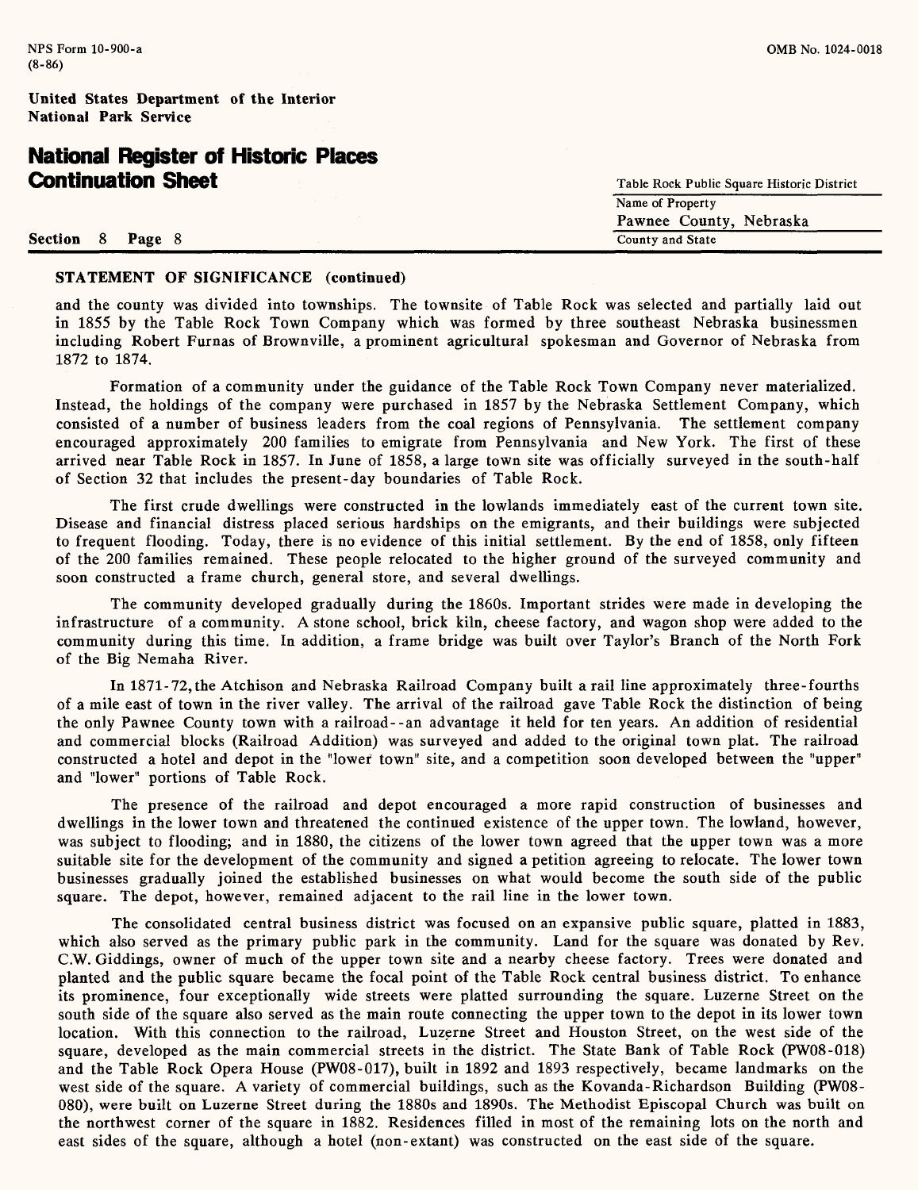### STATEMENT OF SIGNIFICANCE (continued)

and the county was divided into townships. The townsite of Table Rock was selected and partially laid out in 1855 by the Table Rock Town Company which was formed by three southeast Nebraska businessmen including Robert Furnas of Brownville, a prominent agricultural spokesman and Governor of Nebraska from 1872 to 1874.

Formation of a community under the guidance of the Table Rock Town Company never materialized. Instead, the holdings of the company were purchased in 1857 by the Nebraska Settlement Company, which consisted of a number of business leaders from the coal regions of Pennsylvania. The settlement company encouraged approximately 200 families to emigrate from Pennsylvania and New York. The first of these arrived near Table Rock in 1857. In June of 1858, a large town site was officially surveyed in the south-half of Section 32 that includes the present-day boundaries of Table Rock.

The first crude dwellings were constructed in the lowlands immediately east of the current town site. Disease and financial distress placed serious hardships on the emigrants, and their buildings were subjected to frequent flooding. Today, there is no evidence of this initial settlement. By the end of 1858, only fifteen of the 200 families remained. These people relocated to the higher ground of the surveyed community and soon constructed a frame church, general store, and several dwellings.

The community developed gradually during the 1860s. Important strides were made in developing the infrastructure of a community. A stone school, brick kiln, cheese factory, and wagon shop were added to the community during this time. In addition, a frame bridge was built over Taylor's Branch of the North Fork of the Big Nemaha River.

In 1871-72, the Atchison and Nebraska Railroad Company built a rail line approximately three-fourths of a mile east of town in the river valley. The arrival of the railroad gave Table Rock the distinction of being the only Pawnee County town with a railroad--an advantage it held for ten years. An addition of residential and commercial blocks (Railroad Addition) was surveyed and added to the original town plat. The railroad constructed a hotel and depot in the "lower town" site, and a competition soon developed between the "upper" and "lower" portions of Table Rock.

The presence of the railroad and depot encouraged a more rapid construction of businesses and dwellings in the lower town and threatened the continued existence of the upper town. The lowland, however, was subject to flooding; and in 1880, the citizens of the lower town agreed that the upper town was a more suitable site for the development of the community and signed a petition agreeing to relocate. The lower town businesses gradually joined the established businesses on what would become the south side of the public square. The depot, however, remained adjacent to the rail line in the lower town.

The consolidated central business district was focused on an expansive public square, platted in 1883, which also served as the primary public park in the community. Land for the square was donated by Rev. C.W. Giddings, owner of much of the upper town site and a nearby cheese factory. Trees were donated and planted and the public square became the focal point of the Table Rock central business district. To enhance its prominence, four exceptionally wide streets were platted surrounding the square. Luzerne Street on the south side of the square also served as the main route connecting the upper town to the depot in its lower town location. With this connection to the railroad, Luzerne Street and Houston Street, on the west side of the square, developed as the main commercial streets in the district. The State Bank of Table Rock (PW08-018) and the Table Rock Opera House (PW08-017), built in 1892 and 1893 respectively, became landmarks on the west side of the square. A variety of commercial buildings, such as the Kovanda-Richardson Building (PW08-080), were built on Luzerne Street during the 1880s and 1890s. The Methodist Episcopal Church was built on the northwest corner of the square in 1882. Residences filled in most of the remaining lots on the north and east sides of the square, although a hotel (non-extant) was constructed on the east side of the square.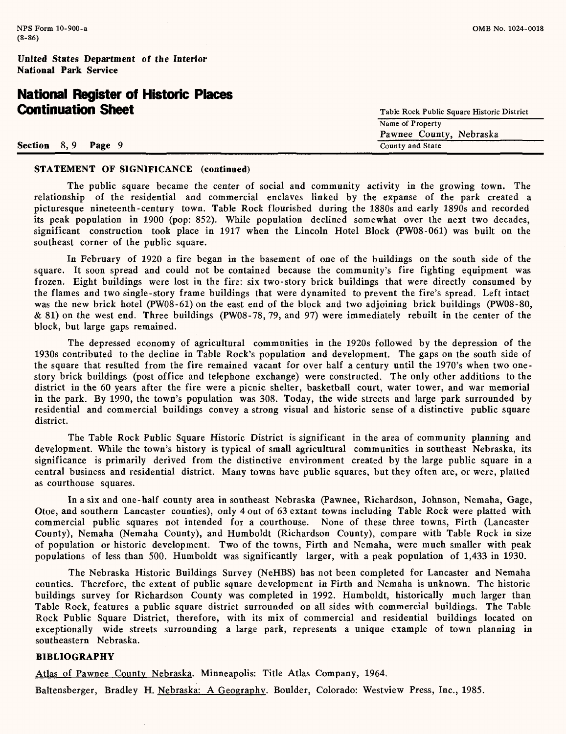## STATEMENT OF SIGNIFICANCE (continued)

The public square became the center of social and community activity in the growing town. The relationship of the residential and commercial enclaves linked by the expanse of the park created a picturesque nineteenth-century town. Table Rock flourished during the 1880s and early 1890s and recorded its peak population in 1900 (pop: 852). While population declined somewhat over the next two decades, significant construction took place in 1917 when the Lincoln Hotel Block (PW08-061) was built on the southeast corner of the public square.

In February of 1920 a fire began in the basement of one of the buildings on the south side of the square. It soon spread and could not be contained because the community's fire fighting equipment was frozen. Eight buildings were lost in the fire: six two-story brick buildings that were directly consumed by the flames and two single-story frame buildings that were dynamited to prevent the fire's spread. Left intact was the new brick hotel (PW08-61) on the east end of the block and two adjoining brick buildings (PW08-80, & 81) on the west end. Three buildings (PW08-78, 79, and 97) were immediately rebuilt in the center of the block, but large gaps remained.

The depressed economy of agricultural communities in the 1920s followed by the depression of the 1930s contributed to the decline in Table Rock's population and development. The gaps on the south side of the square that resulted from the fire remained vacant for over half a century until the 1970's when two one-story brick buildings (post office and telephone exchange) were constructed. The only other additions to the district in the 60 years after the fire were a picnic shelter, basketball court, water tower, and war memorial in the park. By 1990, the town's population was 308. Today, the wide streets and large park surrounded by residential and commercial buildings convey a strong visual and historic sense of a distinctive public square district.

The Table Rock Public Square Historic District is significant in the area of community planning and development. While the town's history is typical of small agricultural communities in southeast Nebraska, its significance is primarily derived from the distinctive environment created by the large public square in a central business and residential district. Many towns have public squares, but they often are, or were, platted as courthouse squares.

In a six and one-half county area in southeast Nebraska (Pawnee, Richardson, Johnson, Nemaha, Gage, Otoe, and southern Lancaster counties), only 4 out of 63 extant towns including Table Rock were platted with commercial public squares not intended for a courthouse. None of these three towns, Firth (Lancaster County), Nemaha (Nemaha County), and Humboldt (Richardson County), compare with Table Rock in size of population or historic development. Two of the towns, Firth and Nemaha, were much smaller with peak populations of less than 500. Humboldt was significantly larger, with a peak population of 1,433 in 1930.

The Nebraska Historic Buildings Survey (NeHBS) has not been completed for Lancaster and Nemaha counties. Therefore, the extent of public square development in Firth and Nemaha is unknown. The historic buildings survey for Richardson County was completed in 1992. Humboldt, historically much larger than Table Rock, features a public square district surrounded on all sides with commercial buildings. The Table Rock Public Square District, therefore, with its mix of commercial and residential buildings located on exceptionally wide streets surrounding a large park, represents a unique example of town planning in southeastern Nebraska.

## BIBLIOGRAPHY

Atlas of Pawnee County Nebraska. Minneapolis: Title Atlas Company, 1964.

Baltensberger, Bradley H. Nebraska: A Geography. Boulder, Colorado: Westview Press, Inc., 1985.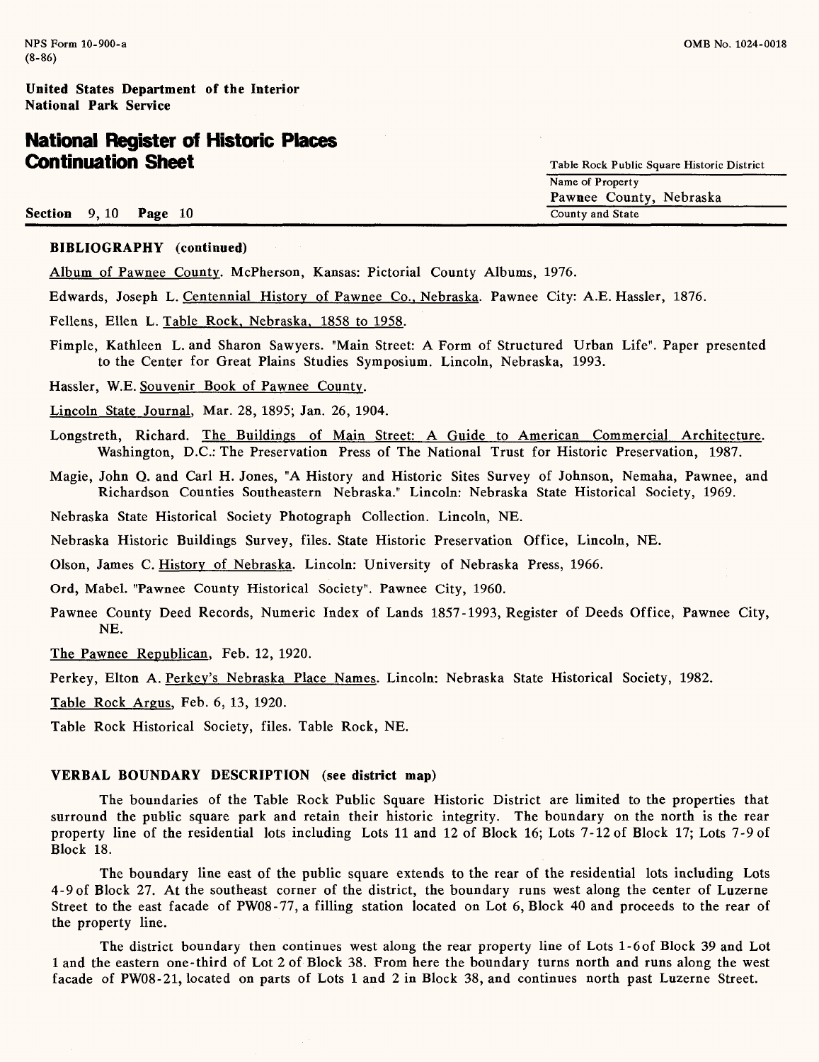**BIBLIOGRAPHY (continued)**

Album of Pawnee County. McPherson, Kansas: Pictorial County Albums, 1976.

Edwards, Joseph L. Centennial History of Pawnee Co., Nebraska. Pawnee City: A.E. Hassler, 1876.

Fellens, Ellen L. Table Rock, Nebraska, 1858 to 1958.

Fimple, Kathleen L. and Sharon Sawyers. "Main Street: A Form of Structured Urban Life". Paper presented to the Center for Great Plains Studies Symposium. Lincoln, Nebraska, 1993.

Hassler, W.E. Souvenir Book of Pawnee County.

Lincoln State Journal, Mar. 28, 1895; Jan. 26, 1904.

Longstreth, Richard. The Buildings of Main Street: A Guide to American Commercial Architecture. Washington, D.C.: The Preservation Press of The National Trust for Historic Preservation, 1987.

Magie, John Q. and Carl H. Jones, "A History and Historic Sites Survey of Johnson, Nemaha, Pawnee, and Richardson Counties Southeastern Nebraska." Lincoln: Nebraska State Historical Society, 1969.

Nebraska State Historical Society Photograph Collection. Lincoln, NE.

Nebraska Historic Buildings Survey, files. State Historic Preservation Office, Lincoln, NE.

Olson, James C. History of Nebraska. Lincoln: University of Nebraska Press, 1966.

Ord, Mabel. "Pawnee County Historical Society". Pawnee City, 1960.

Pawnee County Deed Records, Numeric Index of Lands 1857-1993, Register of Deeds Office, Pawnee City, NE.

The Pawnee Republican, Feb. 12, 1920.

Perkey, Elton A. Perkey's Nebraska Place Names. Lincoln: Nebraska State Historical Society, 1982.

Table Rock Argus, Feb. 6, 13, 1920.

Table Rock Historical Society, files. Table Rock, NE.

**VERBAL BOUNDARY DESCRIPTION (see district map)**

The boundaries of the Table Rock Public Square Historic District are limited to the properties that surround the public square park and retain their historic integrity. The boundary on the north is the rear property line of the residential lots including Lots 11 and 12 of Block 16; Lots 7-12 of Block 17; Lots 7-9 of Block 18.

The boundary line east of the public square extends to the rear of the residential lots including Lots 4-9 of Block 27. At the southeast corner of the district, the boundary runs west along the center of Luzerne Street to the east facade of PW08-77, a filling station located on Lot 6, Block 40 and proceeds to the rear of the property line.

The district boundary then continues west along the rear property line of Lots 1-6 of Block 39 and Lot 1 and the eastern one-third of Lot 2 of Block 38. From here the boundary turns north and runs along the west facade of PW08-21, located on parts of Lots 1 and 2 in Block 38, and continues north past Luzerne Street.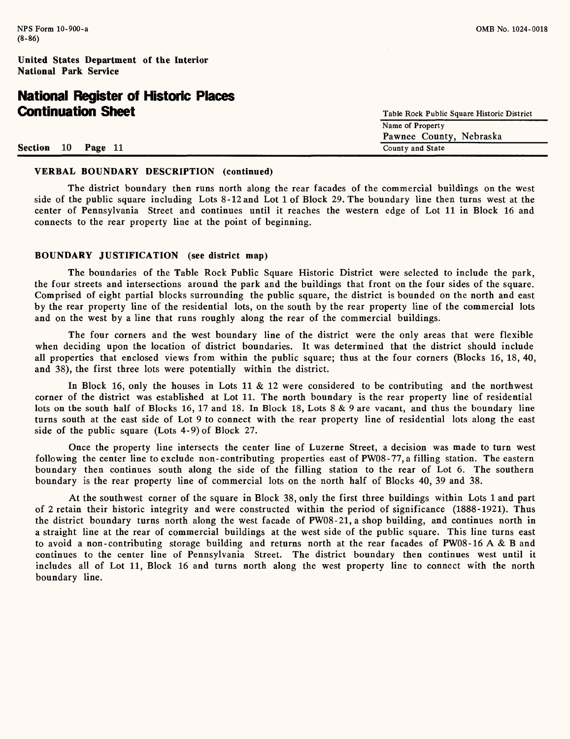## VERBAL BOUNDARY DESCRIPTION (continued)

The district boundary then runs north along the rear facades of the commercial buildings on the west side of the public square including Lots 8-12 and Lot 1 of Block 29. The boundary line then turns west at the center of Pennsylvania Street and continues until it reaches the western edge of Lot 11 in Block 16 and connects to the rear property line at the point of beginning.

## BOUNDARY JUSTIFICATION (see district map)

The boundaries of the Table Rock Public Square Historic District were selected to include the park, the four streets and intersections around the park and the buildings that front on the four sides of the square. Comprised of eight partial blocks surrounding the public square, the district is bounded on the north and east by the rear property line of the residential lots, on the south by the rear property line of the commercial lots and on the west by a line that runs roughly along the rear of the commercial buildings.

The four corners and the west boundary line of the district were the only areas that were flexible when deciding upon the location of district boundaries. It was determined that the district should include all properties that enclosed views from within the public square; thus at the four corners (Blocks 16, 18, 40, and 38), the first three lots were potentially within the district.

In Block 16, only the houses in Lots 11 & 12 were considered to be contributing and the northwest corner of the district was established at Lot 11. The north boundary is the rear property line of residential lots on the south half of Blocks 16, 17 and 18. In Block 18, Lots 8 & 9 are vacant, and thus the boundary line turns south at the east side of Lot 9 to connect with the rear property line of residential lots along the east side of the public square (Lots 4-9) of Block 27.

Once the property line intersects the center line of Luzerne Street, a decision was made to turn west following the center line to exclude non-contributing properties east of PW08-77, a filling station. The eastern boundary then continues south along the side of the filling station to the rear of Lot 6. The southern boundary is the rear property line of commercial lots on the north half of Blocks 40, 39 and 38.

At the southwest corner of the square in Block 38, only the first three buildings within Lots 1 and part of 2 retain their historic integrity and were constructed within the period of significance (1888-1921). Thus the district boundary turns north along the west facade of PW08-21, a shop building, and continues north in a straight line at the rear of commercial buildings at the west side of the public square. This line turns east to avoid a non-contributing storage building and returns north at the rear facades of PW08-16 A & B and continues to the center line of Pennsylvania Street. The district boundary then continues west until it includes all of Lot 11, Block 16 and turns north along the west property line to connect with the north boundary line.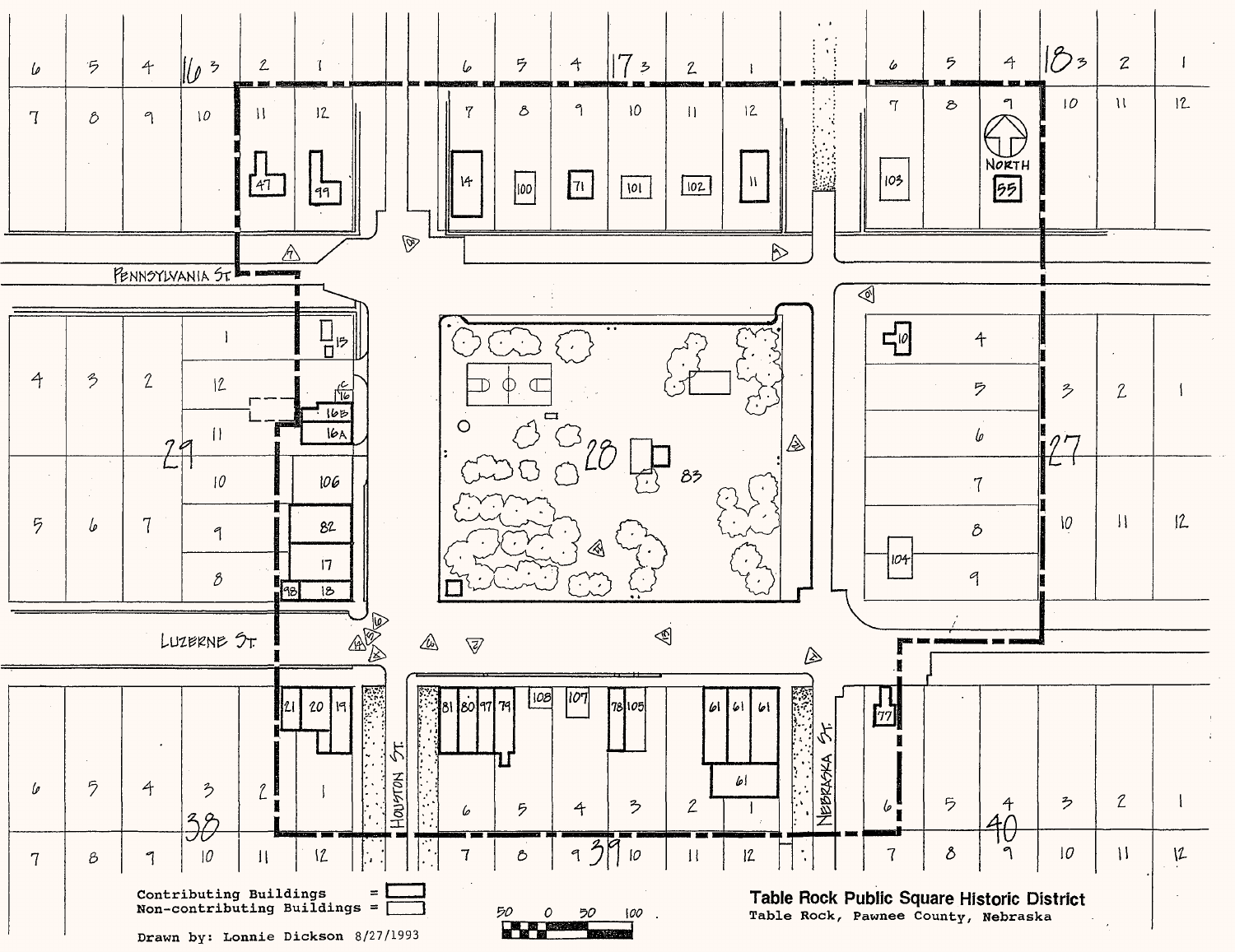# Table Rock Public Square Historic District

Table Rock, Pawnee County, Nebraska

Contributing Buildings =
Non-contributing Buildings =

Drawn by: Lonnie Dickson 8/27/1993

50 0 50 100

NORTH

PENNSYLVANIA ST.

LUZERNE ST.

HOUSTON ST.

NEBRASKA ST.